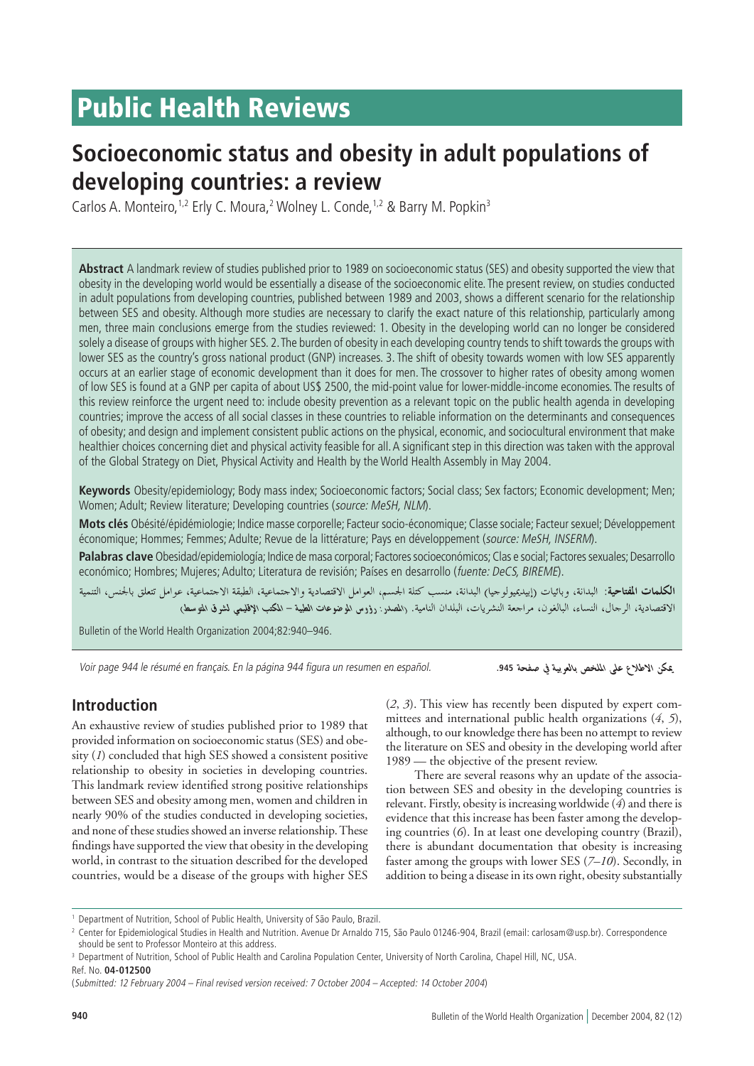# Public Health Reviews

## Socioeconomic status and obesity in adult populations of developing countries: a review

Carlos A. Monteiro,[1,2] Erly C. Moura,[2] Wolney L. Conde,[1,2] & Barry M. Popkin[3]

**Abstract** A landmark review of studies published prior to 1989 on socioeconomic status (SES) and obesity supported the view that obesity in the developing world would be essentially a disease of the socioeconomic elite. The present review, on studies conducted in adult populations from developing countries, published between 1989 and 2003, shows a different scenario for the relationship between SES and obesity. Although more studies are necessary to clarify the exact nature of this relationship, particularly among men, three main conclusions emerge from the studies reviewed: 1. Obesity in the developing world can no longer be considered solely a disease of groups with higher SES. 2. The burden of obesity in each developing country tends to shift towards the groups with lower SES as the country's gross national product (GNP) increases. 3. The shift of obesity towards women with low SES apparently occurs at an earlier stage of economic development than it does for men. The crossover to higher rates of obesity among women of low SES is found at a GNP per capita of about US$ 2500, the mid-point value for lower-middle-income economies. The results of this review reinforce the urgent need to: include obesity prevention as a relevant topic on the public health agenda in developing countries; improve the access of all social classes in these countries to reliable information on the determinants and consequences of obesity; and design and implement consistent public actions on the physical, economic, and sociocultural environment that make healthier choices concerning diet and physical activity feasible for all. A significant step in this direction was taken with the approval of the Global Strategy on Diet, Physical Activity and Health by the World Health Assembly in May 2004.

**Keywords** Obesity/epidemiology; Body mass index; Socioeconomic factors; Social class; Sex factors; Economic development; Men; Women; Adult; Review literature; Developing countries (*source: MeSH, NLM*).

**Mots clés** Obésité/épidémiologie; Indice masse corporelle; Facteur socio-économique; Classe sociale; Facteur sexuel; Développement économique; Hommes; Femmes; Adulte; Revue de la littérature; Pays en développement (*source: MeSH, INSERM*).

**Palabras clave** Obesidad/epidemiología; Indice de masa corporal; Factores socioeconómicos; Clas e social; Factores sexuales; Desarrollo económico; Hombres; Mujeres; Adulto; Literatura de revisión; Países en desarrollo (*fuente: DeCS, BIREME*).

**الكلمات المفتاحية**: البدانة، وبائيات (إبيديميولوجيا) البدانة، منسب كتلة الجسم، العوامل الاقتصادية والاجتماعية، الطبقة الاجتماعية، عوامل تتعلق بالجنس، التنمية الاقتصادية، الرجال، النساء، البالغون، مراجعة النشريات، البلدان النامية. (**المصدر: رؤوس الموضوعات الطبية – المكتب الإقليمي لشرق المتوسط**)

Bulletin of the World Health Organization 2004;82:940–946.

*Voir page 944 le résumé en français. En la página 944 figura un resumen en español.*

**يمكن الاطلاع على الملخص بالعربية في صفحة 945.**

## Introduction

An exhaustive review of studies published prior to 1989 that provided information on socioeconomic status (SES) and obesity (*1*) concluded that high SES showed a consistent positive relationship to obesity in societies in developing countries. This landmark review identified strong positive relationships between SES and obesity among men, women and children in nearly 90% of the studies conducted in developing societies, and none of these studies showed an inverse relationship. These findings have supported the view that obesity in the developing world, in contrast to the situation described for the developed countries, would be a disease of the groups with higher SES (*2*, *3*). This view has recently been disputed by expert committees and international public health organizations (*4*, *5*), although, to our knowledge there has been no attempt to review the literature on SES and obesity in the developing world after 1989 — the objective of the present review.

There are several reasons why an update of the association between SES and obesity in the developing countries is relevant. Firstly, obesity is increasing worldwide (*4*) and there is evidence that this increase has been faster among the developing countries (*6*). In at least one developing country (Brazil), there is abundant documentation that obesity is increasing faster among the groups with lower SES (*7–10*). Secondly, in addition to being a disease in its own right, obesity substantially

---

[1] Department of Nutrition, School of Public Health, University of São Paulo, Brazil.

[2] Center for Epidemiological Studies in Health and Nutrition. Avenue Dr Arnaldo 715, São Paulo 01246-904, Brazil (email: carlosam@usp.br). Correspondence should be sent to Professor Monteiro at this address.

[3] Department of Nutrition, School of Public Health and Carolina Population Center, University of North Carolina, Chapel Hill, NC, USA.

Ref. No. **04-012500**

(*Submitted: 12 February 2004 – Final revised version received: 7 October 2004 – Accepted: 14 October 2004*)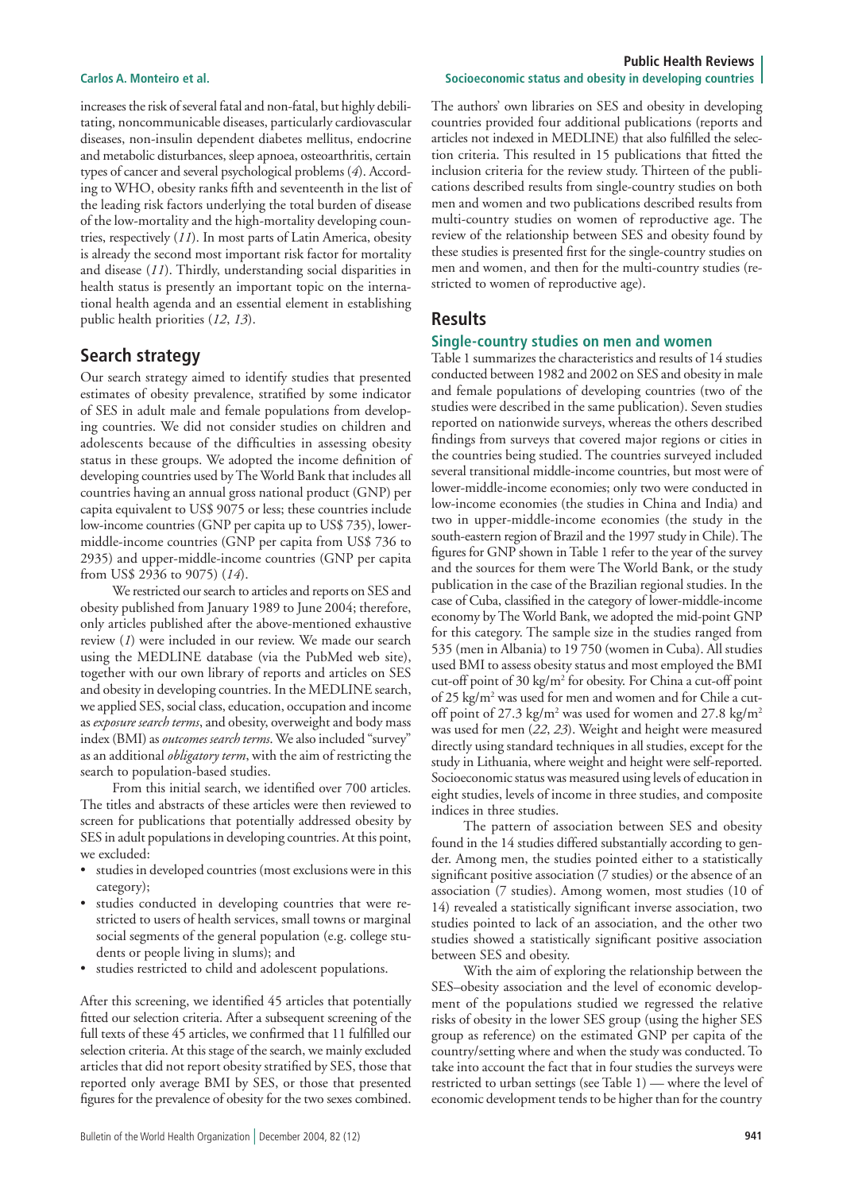increases the risk of several fatal and non-fatal, but highly debilitating, noncommunicable diseases, particularly cardiovascular diseases, non-insulin dependent diabetes mellitus, endocrine and metabolic disturbances, sleep apnoea, osteoarthritis, certain types of cancer and several psychological problems (*4*). According to WHO, obesity ranks fifth and seventeenth in the list of the leading risk factors underlying the total burden of disease of the low-mortality and the high-mortality developing countries, respectively (*11*). In most parts of Latin America, obesity is already the second most important risk factor for mortality and disease (*11*). Thirdly, understanding social disparities in health status is presently an important topic on the international health agenda and an essential element in establishing public health priorities (*12*, *13*).

## Search strategy

Our search strategy aimed to identify studies that presented estimates of obesity prevalence, stratified by some indicator of SES in adult male and female populations from developing countries. We did not consider studies on children and adolescents because of the difficulties in assessing obesity status in these groups. We adopted the income definition of developing countries used by The World Bank that includes all countries having an annual gross national product (GNP) per capita equivalent to US$ 9075 or less; these countries include low-income countries (GNP per capita up to US$ 735), lower-middle-income countries (GNP per capita from US$ 736 to 2935) and upper-middle-income countries (GNP per capita from US$ 2936 to 9075) (*14*).

We restricted our search to articles and reports on SES and obesity published from January 1989 to June 2004; therefore, only articles published after the above-mentioned exhaustive review (*1*) were included in our review. We made our search using the MEDLINE database (via the PubMed web site), together with our own library of reports and articles on SES and obesity in developing countries. In the MEDLINE search, we applied SES, social class, education, occupation and income as *exposure search terms*, and obesity, overweight and body mass index (BMI) as *outcomes search terms*. We also included "survey" as an additional *obligatory term*, with the aim of restricting the search to population-based studies.

From this initial search, we identified over 700 articles. The titles and abstracts of these articles were then reviewed to screen for publications that potentially addressed obesity by SES in adult populations in developing countries. At this point, we excluded:

- studies in developed countries (most exclusions were in this category);
- studies conducted in developing countries that were restricted to users of health services, small towns or marginal social segments of the general population (e.g. college students or people living in slums); and
- studies restricted to child and adolescent populations.

After this screening, we identified 45 articles that potentially fitted our selection criteria. After a subsequent screening of the full texts of these 45 articles, we confirmed that 11 fulfilled our selection criteria. At this stage of the search, we mainly excluded articles that did not report obesity stratified by SES, those that reported only average BMI by SES, or those that presented figures for the prevalence of obesity for the two sexes combined. The authors' own libraries on SES and obesity in developing countries provided four additional publications (reports and articles not indexed in MEDLINE) that also fulfilled the selection criteria. This resulted in 15 publications that fitted the inclusion criteria for the review study. Thirteen of the publications described results from single-country studies on both men and women and two publications described results from multi-country studies on women of reproductive age. The review of the relationship between SES and obesity found by these studies is presented first for the single-country studies on men and women, and then for the multi-country studies (restricted to women of reproductive age).

## Results

### Single-country studies on men and women

Table 1 summarizes the characteristics and results of 14 studies conducted between 1982 and 2002 on SES and obesity in male and female populations of developing countries (two of the studies were described in the same publication). Seven studies reported on nationwide surveys, whereas the others described findings from surveys that covered major regions or cities in the countries being studied. The countries surveyed included several transitional middle-income countries, but most were of lower-middle-income economies; only two were conducted in low-income economies (the studies in China and India) and two in upper-middle-income economies (the study in the south-eastern region of Brazil and the 1997 study in Chile). The figures for GNP shown in Table 1 refer to the year of the survey and the sources for them were The World Bank, or the study publication in the case of the Brazilian regional studies. In the case of Cuba, classified in the category of lower-middle-income economy by The World Bank, we adopted the mid-point GNP for this category. The sample size in the studies ranged from 535 (men in Albania) to 19 750 (women in Cuba). All studies used BMI to assess obesity status and most employed the BMI cut-off point of 30 kg/m$^2$ for obesity. For China a cut-off point of 25 kg/m$^2$ was used for men and women and for Chile a cut-off point of 27.3 kg/m$^2$ was used for women and 27.8 kg/m$^2$ was used for men (*22*, *23*). Weight and height were measured directly using standard techniques in all studies, except for the study in Lithuania, where weight and height were self-reported. Socioeconomic status was measured using levels of education in eight studies, levels of income in three studies, and composite indices in three studies.

The pattern of association between SES and obesity found in the 14 studies differed substantially according to gender. Among men, the studies pointed either to a statistically significant positive association (7 studies) or the absence of an association (7 studies). Among women, most studies (10 of 14) revealed a statistically significant inverse association, two studies pointed to lack of an association, and the other two studies showed a statistically significant positive association between SES and obesity.

With the aim of exploring the relationship between the SES–obesity association and the level of economic development of the populations studied we regressed the relative risks of obesity in the lower SES group (using the higher SES group as reference) on the estimated GNP per capita of the country/setting where and when the study was conducted. To take into account the fact that in four studies the surveys were restricted to urban settings (see Table 1) — where the level of economic development tends to be higher than for the country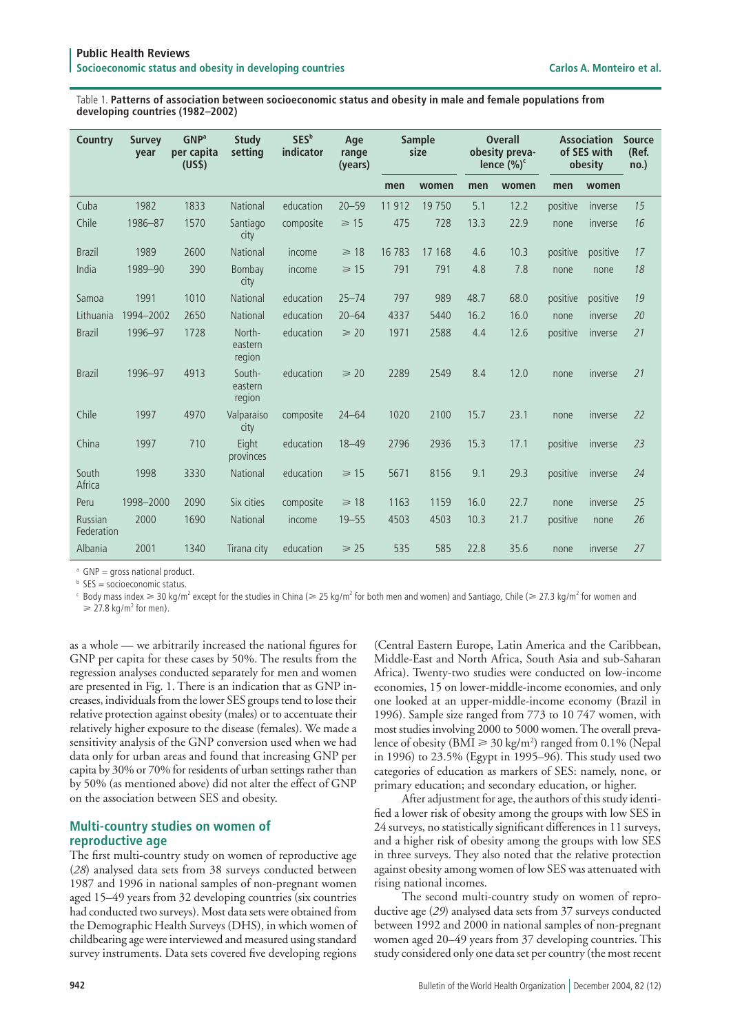Table 1. **Patterns of association between socioeconomic status and obesity in male and female populations from developing countries (1982–2002)**

| Country | Survey year | GNP[a] per capita (US$) | Study setting | SES[b] indicator | Age range (years) | Sample size | | Overall obesity prevalence (%)[c] | | Association of SES with obesity | | Source (Ref. no.) |
|---|---|---|---|---|---|---|---|---|---|---|---|---|
| | | | | | | men | women | men | women | men | women | |
| Cuba | 1982 | 1833 | National | education | 20–59 | 11 912 | 19 750 | 5.1 | 12.2 | positive | inverse | *15* |
| Chile | 1986–87 | 1570 | Santiago city | composite | ≥ 15 | 475 | 728 | 13.3 | 22.9 | none | inverse | *16* |
| Brazil | 1989 | 2600 | National | income | ≥ 18 | 16 783 | 17 168 | 4.6 | 10.3 | positive | positive | *17* |
| India | 1989–90 | 390 | Bombay city | income | ≥ 15 | 791 | 791 | 4.8 | 7.8 | none | none | *18* |
| Samoa | 1991 | 1010 | National | education | 25–74 | 797 | 989 | 48.7 | 68.0 | positive | positive | *19* |
| Lithuania | 1994–2002 | 2650 | National | education | 20–64 | 4337 | 5440 | 16.2 | 16.0 | none | inverse | *20* |
| Brazil | 1996–97 | 1728 | North-eastern region | education | ≥ 20 | 1971 | 2588 | 4.4 | 12.6 | positive | inverse | *21* |
| Brazil | 1996–97 | 4913 | South-eastern region | education | ≥ 20 | 2289 | 2549 | 8.4 | 12.0 | none | inverse | *21* |
| Chile | 1997 | 4970 | Valparaiso city | composite | 24–64 | 1020 | 2100 | 15.7 | 23.1 | none | inverse | *22* |
| China | 1997 | 710 | Eight provinces | education | 18–49 | 2796 | 2936 | 15.3 | 17.1 | positive | inverse | *23* |
| South Africa | 1998 | 3330 | National | education | ≥ 15 | 5671 | 8156 | 9.1 | 29.3 | positive | inverse | *24* |
| Peru | 1998–2000 | 2090 | Six cities | composite | ≥ 18 | 1163 | 1159 | 16.0 | 22.7 | none | inverse | *25* |
| Russian Federation | 2000 | 1690 | National | income | 19–55 | 4503 | 4503 | 10.3 | 21.7 | positive | none | *26* |
| Albania | 2001 | 1340 | Tirana city | education | ≥ 25 | 535 | 585 | 22.8 | 35.6 | none | inverse | *27* |

[a] GNP = gross national product.

[b] SES = socioeconomic status.

[c] Body mass index ≥ 30 $kg/m^2$ except for the studies in China (≥ 25 $kg/m^2$ for both men and women) and Santiago, Chile (≥ 27.3 $kg/m^2$ for women and ≥ 27.8 $kg/m^2$ for men).

as a whole — we arbitrarily increased the national figures for GNP per capita for these cases by 50%. The results from the regression analyses conducted separately for men and women are presented in Fig. 1. There is an indication that as GNP increases, individuals from the lower SES groups tend to lose their relative protection against obesity (males) or to accentuate their relatively higher exposure to the disease (females). We made a sensitivity analysis of the GNP conversion used when we had data only for urban areas and found that increasing GNP per capita by 30% or 70% for residents of urban settings rather than by 50% (as mentioned above) did not alter the effect of GNP on the association between SES and obesity.

## Multi-country studies on women of reproductive age

The first multi-country study on women of reproductive age (*28*) analysed data sets from 38 surveys conducted between 1987 and 1996 in national samples of non-pregnant women aged 15–49 years from 32 developing countries (six countries had conducted two surveys). Most data sets were obtained from the Demographic Health Surveys (DHS), in which women of childbearing age were interviewed and measured using standard survey instruments. Data sets covered five developing regions (Central Eastern Europe, Latin America and the Caribbean, Middle-East and North Africa, South Asia and sub-Saharan Africa). Twenty-two studies were conducted on low-income economies, 15 on lower-middle-income economies, and only one looked at an upper-middle-income economy (Brazil in 1996). Sample size ranged from 773 to 10 747 women, with most studies involving 2000 to 5000 women. The overall prevalence of obesity (BMI ≥ 30 $kg/m^2$) ranged from 0.1% (Nepal in 1996) to 23.5% (Egypt in 1995–96). This study used two categories of education as markers of SES: namely, none, or primary education; and secondary education, or higher.

After adjustment for age, the authors of this study identified a lower risk of obesity among the groups with low SES in 24 surveys, no statistically significant differences in 11 surveys, and a higher risk of obesity among the groups with low SES in three surveys. They also noted that the relative protection against obesity among women of low SES was attenuated with rising national incomes.

The second multi-country study on women of reproductive age (*29*) analysed data sets from 37 surveys conducted between 1992 and 2000 in national samples of non-pregnant women aged 20–49 years from 37 developing countries. This study considered only one data set per country (the most recent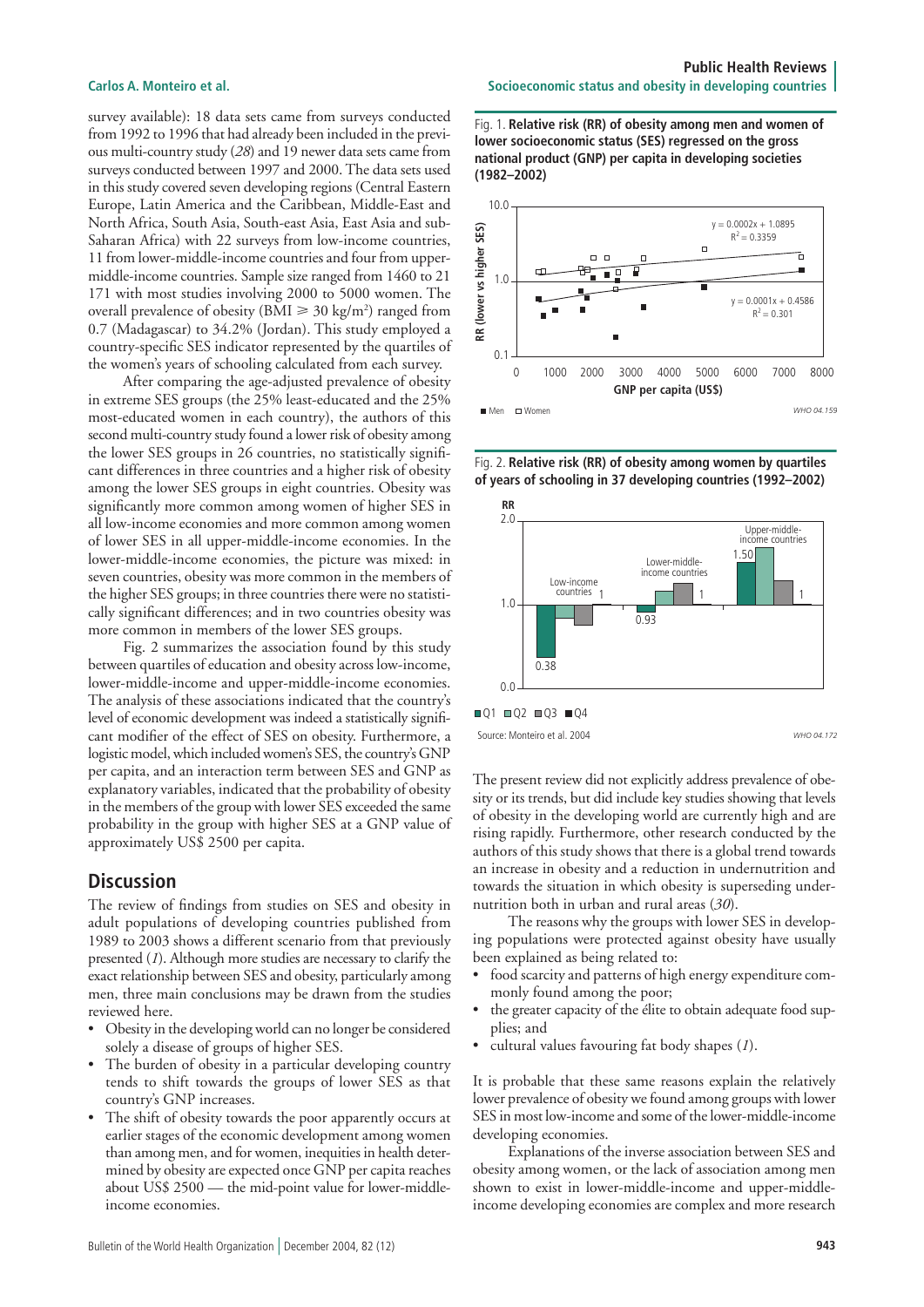survey available): 18 data sets came from surveys conducted from 1992 to 1996 that had already been included in the previous multi-country study (*28*) and 19 newer data sets came from surveys conducted between 1997 and 2000. The data sets used in this study covered seven developing regions (Central Eastern Europe, Latin America and the Caribbean, Middle-East and North Africa, South Asia, South-east Asia, East Asia and sub-Saharan Africa) with 22 surveys from low-income countries, 11 from lower-middle-income countries and four from upper-middle-income countries. Sample size ranged from 1460 to 21 171 with most studies involving 2000 to 5000 women. The overall prevalence of obesity (BMI $\geq$ 30 kg/m$^2$) ranged from 0.7 (Madagascar) to 34.2% (Jordan). This study employed a country-specific SES indicator represented by the quartiles of the women's years of schooling calculated from each survey.

After comparing the age-adjusted prevalence of obesity in extreme SES groups (the 25% least-educated and the 25% most-educated women in each country), the authors of this second multi-country study found a lower risk of obesity among the lower SES groups in 26 countries, no statistically significant differences in three countries and a higher risk of obesity among the lower SES groups in eight countries. Obesity was significantly more common among women of higher SES in all low-income economies and more common among women of lower SES in all upper-middle-income economies. In the lower-middle-income economies, the picture was mixed: in seven countries, obesity was more common in the members of the higher SES groups; in three countries there were no statistically significant differences; and in two countries obesity was more common in members of the lower SES groups.

Fig. 2 summarizes the association found by this study between quartiles of education and obesity across low-income, lower-middle-income and upper-middle-income economies. The analysis of these associations indicated that the country's level of economic development was indeed a statistically significant modifier of the effect of SES on obesity. Furthermore, a logistic model, which included women's SES, the country's GNP per capita, and an interaction term between SES and GNP as explanatory variables, indicated that the probability of obesity in the members of the group with lower SES exceeded the same probability in the group with higher SES at a GNP value of approximately US$ 2500 per capita.

Fig. 1. **Relative risk (RR) of obesity among men and women of lower socioeconomic status (SES) regressed on the gross national product (GNP) per capita in developing societies (1982–2002)**

Fig. 2. **Relative risk (RR) of obesity among women by quartiles of years of schooling in 37 developing countries (1992–2002)**

Source: Monteiro et al. 2004

## Discussion

The review of findings from studies on SES and obesity in adult populations of developing countries published from 1989 to 2003 shows a different scenario from that previously presented (*1*). Although more studies are necessary to clarify the exact relationship between SES and obesity, particularly among men, three main conclusions may be drawn from the studies reviewed here.

- Obesity in the developing world can no longer be considered solely a disease of groups of higher SES.
- The burden of obesity in a particular developing country tends to shift towards the groups of lower SES as that country's GNP increases.
- The shift of obesity towards the poor apparently occurs at earlier stages of the economic development among women than among men, and for women, inequities in health determined by obesity are expected once GNP per capita reaches about US$ 2500 — the mid-point value for lower-middle-income economies.

The present review did not explicitly address prevalence of obesity or its trends, but did include key studies showing that levels of obesity in the developing world are currently high and are rising rapidly. Furthermore, other research conducted by the authors of this study shows that there is a global trend towards an increase in obesity and a reduction in undernutrition and towards the situation in which obesity is superseding undernutrition both in urban and rural areas (*30*).

The reasons why the groups with lower SES in developing populations were protected against obesity have usually been explained as being related to:

- food scarcity and patterns of high energy expenditure commonly found among the poor;
- the greater capacity of the élite to obtain adequate food supplies; and
- cultural values favouring fat body shapes (*1*).

It is probable that these same reasons explain the relatively lower prevalence of obesity we found among groups with lower SES in most low-income and some of the lower-middle-income developing economies.

Explanations of the inverse association between SES and obesity among women, or the lack of association among men shown to exist in lower-middle-income and upper-middle-income developing economies are complex and more research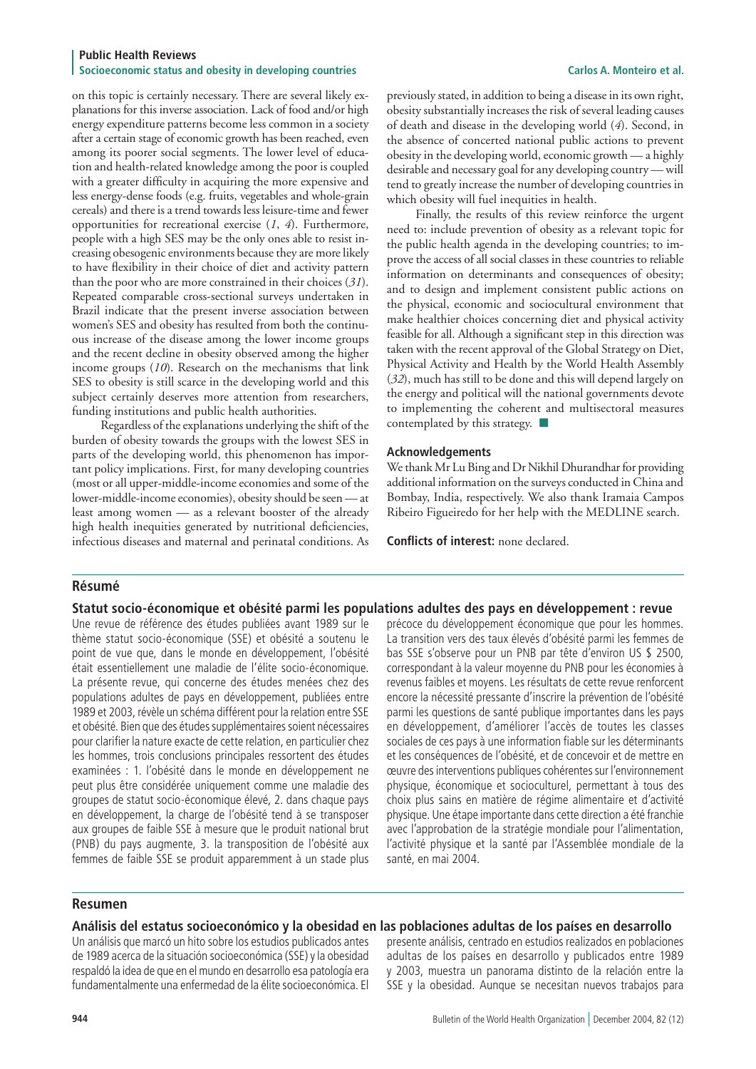on this topic is certainly necessary. There are several likely explanations for this inverse association. Lack of food and/or high energy expenditure patterns become less common in a society after a certain stage of economic growth has been reached, even among its poorer social segments. The lower level of education and health-related knowledge among the poor is coupled with a greater difficulty in acquiring the more expensive and less energy-dense foods (e.g. fruits, vegetables and whole-grain cereals) and there is a trend towards less leisure-time and fewer opportunities for recreational exercise (*1*, *4*). Furthermore, people with a high SES may be the only ones able to resist increasing obesogenic environments because they are more likely to have flexibility in their choice of diet and activity pattern than the poor who are more constrained in their choices (*31*). Repeated comparable cross-sectional surveys undertaken in Brazil indicate that the present inverse association between women's SES and obesity has resulted from both the continuous increase of the disease among the lower income groups and the recent decline in obesity observed among the higher income groups (*10*). Research on the mechanisms that link SES to obesity is still scarce in the developing world and this subject certainly deserves more attention from researchers, funding institutions and public health authorities.

Regardless of the explanations underlying the shift of the burden of obesity towards the groups with the lowest SES in parts of the developing world, this phenomenon has important policy implications. First, for many developing countries (most or all upper-middle-income economies and some of the lower-middle-income economies), obesity should be seen — at least among women — as a relevant booster of the already high health inequities generated by nutritional deficiencies, infectious diseases and maternal and perinatal conditions. As previously stated, in addition to being a disease in its own right, obesity substantially increases the risk of several leading causes of death and disease in the developing world (*4*). Second, in the absence of concerted national public actions to prevent obesity in the developing world, economic growth — a highly desirable and necessary goal for any developing country — will tend to greatly increase the number of developing countries in which obesity will fuel inequities in health.

Finally, the results of this review reinforce the urgent need to: include prevention of obesity as a relevant topic for the public health agenda in the developing countries; to improve the access of all social classes in these countries to reliable information on determinants and consequences of obesity; and to design and implement consistent public actions on the physical, economic and sociocultural environment that make healthier choices concerning diet and physical activity feasible for all. Although a significant step in this direction was taken with the recent approval of the Global Strategy on Diet, Physical Activity and Health by the World Health Assembly (*32*), much has still to be done and this will depend largely on the energy and political will the national governments devote to implementing the coherent and multisectoral measures contemplated by this strategy. ■

### Acknowledgements

We thank Mr Lu Bing and Dr Nikhil Dhurandhar for providing additional information on the surveys conducted in China and Bombay, India, respectively. We also thank Iramaia Campos Ribeiro Figueiredo for her help with the MEDLINE search.

**Conflicts of interest:** none declared.

## Résumé

### Statut socio-économique et obésité parmi les populations adultes des pays en développement : revue

Une revue de référence des études publiées avant 1989 sur le thème statut socio-économique (SSE) et obésité a soutenu le point de vue que, dans le monde en développement, l'obésité était essentiellement une maladie de l'élite socio-économique. La présente revue, qui concerne des études menées chez des populations adultes de pays en développement, publiées entre 1989 et 2003, révèle un schéma différent pour la relation entre SSE et obésité. Bien que des études supplémentaires soient nécessaires pour clarifier la nature exacte de cette relation, en particulier chez les hommes, trois conclusions principales ressortent des études examinées : 1. l'obésité dans le monde en développement ne peut plus être considérée uniquement comme une maladie des groupes de statut socio-économique élevé, 2. dans chaque pays en développement, la charge de l'obésité tend à se transposer aux groupes de faible SSE à mesure que le produit national brut (PNB) du pays augmente, 3. la transposition de l'obésité aux femmes de faible SSE se produit apparemment à un stade plus précoce du développement économique que pour les hommes. La transition vers des taux élevés d'obésité parmi les femmes de bas SSE s'observe pour un PNB par tête d'environ US $ 2500, correspondant à la valeur moyenne du PNB pour les économies à revenus faibles et moyens. Les résultats de cette revue renforcent encore la nécessité pressante d'inscrire la prévention de l'obésité parmi les questions de santé publique importantes dans les pays en développement, d'améliorer l'accès de toutes les classes sociales de ces pays à une information fiable sur les déterminants et les conséquences de l'obésité, et de concevoir et de mettre en œuvre des interventions publiques cohérentes sur l'environnement physique, économique et socioculturel, permettant à tous des choix plus sains en matière de régime alimentaire et d'activité physique. Une étape importante dans cette direction a été franchie avec l'approbation de la stratégie mondiale pour l'alimentation, l'activité physique et la santé par l'Assemblée mondiale de la santé, en mai 2004.

## Resumen

### Análisis del estatus socioeconómico y la obesidad en las poblaciones adultas de los países en desarrollo

Un análisis que marcó un hito sobre los estudios publicados antes de 1989 acerca de la situación socioeconómica (SSE) y la obesidad respaldó la idea de que en el mundo en desarrollo esa patología era fundamentalmente una enfermedad de la élite socioeconómica. El presente análisis, centrado en estudios realizados en poblaciones adultas de los países en desarrollo y publicados entre 1989 y 2003, muestra un panorama distinto de la relación entre la SSE y la obesidad. Aunque se necesitan nuevos trabajos para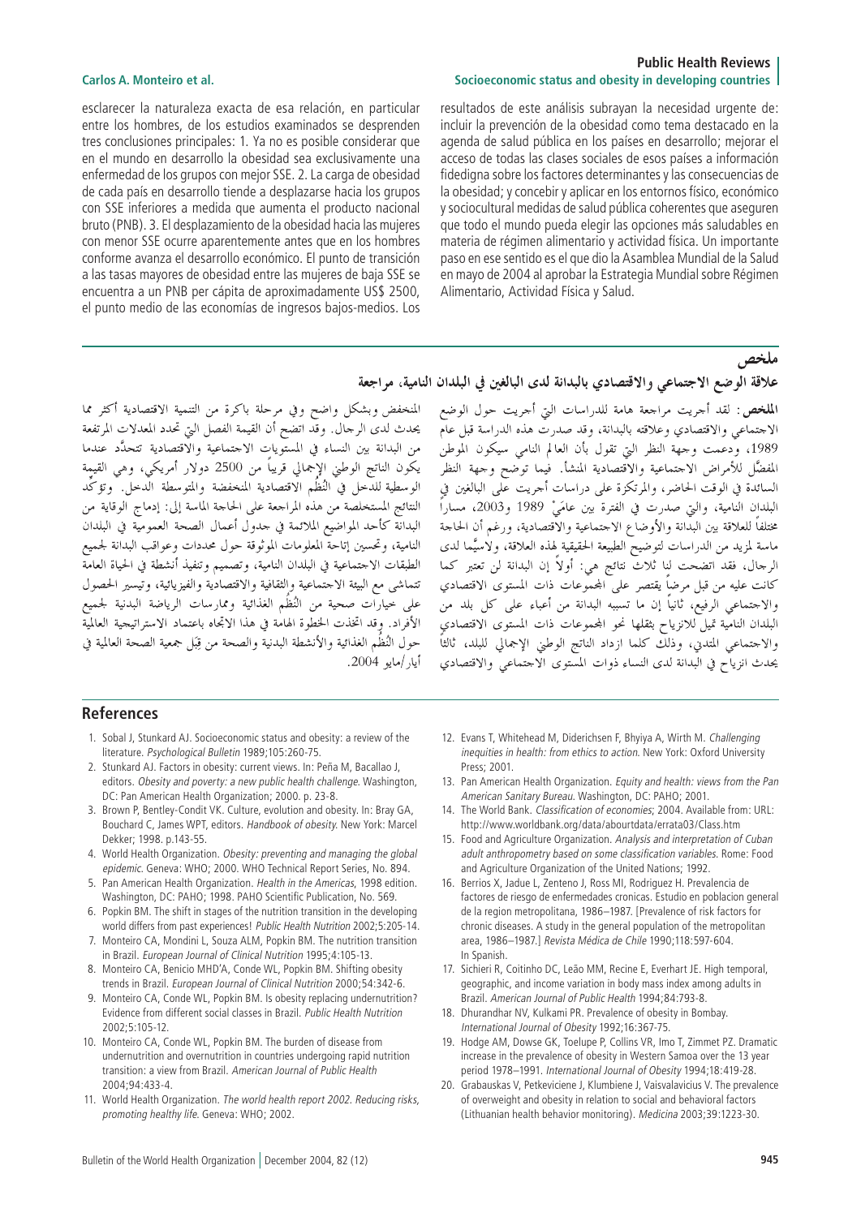esclarecer la naturaleza exacta de esa relación, en particular entre los hombres, de los estudios examinados se desprenden tres conclusiones principales: 1. Ya no es posible considerar que en el mundo en desarrollo la obesidad sea exclusivamente una enfermedad de los grupos con mejor SSE. 2. La carga de obesidad de cada país en desarrollo tiende a desplazarse hacia los grupos con SSE inferiores a medida que aumenta el producto nacional bruto (PNB). 3. El desplazamiento de la obesidad hacia las mujeres con menor SSE ocurre aparentemente antes que en los hombres conforme avanza el desarrollo económico. El punto de transición a las tasas mayores de obesidad entre las mujeres de baja SSE se encuentra a un PNB per cápita de aproximadamente US$ 2500, el punto medio de las economías de ingresos bajos-medios. Los resultados de este análisis subrayan la necesidad urgente de: incluir la prevención de la obesidad como tema destacado en la agenda de salud pública en los países en desarrollo; mejorar el acceso de todas las clases sociales de esos países a información fidedigna sobre los factores determinantes y las consecuencias de la obesidad; y concebir y aplicar en los entornos físico, económico y sociocultural medidas de salud pública coherentes que aseguren que todo el mundo pueda elegir las opciones más saludables en materia de régimen alimentario y actividad física. Un importante paso en ese sentido es el que dio la Asamblea Mundial de la Salud en mayo de 2004 al aprobar la Estrategia Mundial sobre Régimen Alimentario, Actividad Física y Salud.

## ملخص

### علاقة الوضع الاجتماعي والاقتصادي بالبدانة لدى البالغين في البلدان النامية، مراجعة

**الملخص**: لقد أجريت مراجعة هامة للدراسات التي أجريت حول الوضع الاجتماعي والاقتصادي وعلاقته بالبدانة، وقد صدرت هذه الدراسة قبل عام 1989، ودعمت وجهة النظر التي تقول بأن العالم النامي سيكون الموطن المفضَّل للأمراض الاجتماعية والاقتصادية المنشأ. فيما توضح وجهة النظر السائدة في الوقت الحاضر، والمرتكزة على دراسات أجريت على البالغين في البلدان النامية، والتي صدرت في الفترة بين عامَيْ 1989 و2003، مساراً مختلفاً للعلاقة بين البدانة والأوضاع الاجتماعية والاقتصادية، ورغم أن الحاجة ماسة لمزيد من الدراسات لتوضيح الطبيعة الحقيقية لهذه العلاقة، ولاسيَّما لدى الرجال، فقد اتضحت لنا ثلاث نتائج هي: أولاً إن البدانة لن تعتبر كما كانت عليه من قبل مرضاً يقتصر على المجموعات ذات المستوى الاقتصادي والاجتماعي الرفيع، ثانياً إن ما تسببه البدانة من أعباء على كل بلد من البلدان النامية تميل للانزياح بثقلها نحو المجموعات ذات المستوى الاقتصادي والاجتماعي المتدني، وذلك كلما ازداد الناتج الوطني الإجمالي للبلد، ثالثاً يحدث انزياح في البدانة لدى النساء ذوات المستوى الاجتماعي والاقتصادي المنخفض وبشكل واضح وفي مرحلة باكرة من التنمية الاقتصادية أكثر مما يحدث لدى الرجال. وقد اتضح أن القيمة الفصل التي تحدد المعدلات المرتفعة من البدانة بين النساء في المستويات الاجتماعية والاقتصادية تتحدَّد عندما يكون الناتج الوطني الإجمالي قريباً من 2500 دولار أمريكي، وهي القيمة الوسطية للدخل في النُّظُم الاقتصادية المنخفضة والمتوسطة الدخل. وتؤكِّد النتائج المستخلصة من هذه المراجعة على الحاجة الماسة إلى: إدماج الوقاية من البدانة كأحد المواضيع الملائمة في جدول أعمال الصحة العمومية في البلدان النامية، وتحسين إتاحة المعلومات الموثوقة حول محددات وعواقب البدانة لجميع الطبقات الاجتماعية في البلدان النامية، وتصميم وتنفيذ أنشطة في الحياة العامة تتماشى مع البيئة الاجتماعية والثقافية والاقتصادية والفيزيائية، وتيسير الحصول على خيارات صحية من النُّظُم الغذائية وممارسات الرياضة البدنية لجميع الأفراد. وقد اتخذت الخطوة الهامة في هذا الاتجاه باعتماد الاستراتيجية العالمية حول النُّظُم الغذائية والأنشطة البدنية والصحة من قِبَل جمعية الصحة العالمية في أيار/مايو 2004.

## References

1. Sobal J, Stunkard AJ. Socioeconomic status and obesity: a review of the literature. *Psychological Bulletin* 1989;105:260-75.
2. Stunkard AJ. Factors in obesity: current views. In: Peña M, Bacallao J, editors. *Obesity and poverty: a new public health challenge*. Washington, DC: Pan American Health Organization; 2000. p. 23-8.
3. Brown P, Bentley-Condit VK. Culture, evolution and obesity. In: Bray GA, Bouchard C, James WPT, editors. *Handbook of obesity*. New York: Marcel Dekker; 1998. p.143-55.
4. World Health Organization. *Obesity: preventing and managing the global epidemic*. Geneva: WHO; 2000. WHO Technical Report Series, No. 894.
5. Pan American Health Organization. *Health in the Americas*, 1998 edition. Washington, DC: PAHO; 1998. PAHO Scientific Publication, No. 569.
6. Popkin BM. The shift in stages of the nutrition transition in the developing world differs from past experiences! *Public Health Nutrition* 2002;5:205-14.
7. Monteiro CA, Mondini L, Souza ALM, Popkin BM. The nutrition transition in Brazil. *European Journal of Clinical Nutrition* 1995;4:105-13.
8. Monteiro CA, Benicio MHD'A, Conde WL, Popkin BM. Shifting obesity trends in Brazil. *European Journal of Clinical Nutrition* 2000;54:342-6.
9. Monteiro CA, Conde WL, Popkin BM. Is obesity replacing undernutrition? Evidence from different social classes in Brazil. *Public Health Nutrition* 2002;5:105-12.
10. Monteiro CA, Conde WL, Popkin BM. The burden of disease from undernutrition and overnutrition in countries undergoing rapid nutrition transition: a view from Brazil. *American Journal of Public Health* 2004;94:433-4.
11. World Health Organization. *The world health report 2002. Reducing risks, promoting healthy life*. Geneva: WHO; 2002.
12. Evans T, Whitehead M, Diderichsen F, Bhyiya A, Wirth M. *Challenging inequities in health: from ethics to action*. New York: Oxford University Press; 2001.
13. Pan American Health Organization. *Equity and health: views from the Pan American Sanitary Bureau*. Washington, DC: PAHO; 2001.
14. The World Bank. *Classification of economies*; 2004. Available from: URL: http://www.worldbank.org/data/abourtdata/errata03/Class.htm
15. Food and Agriculture Organization. *Analysis and interpretation of Cuban adult anthropometry based on some classification variables*. Rome: Food and Agriculture Organization of the United Nations; 1992.
16. Berrios X, Jadue L, Zenteno J, Ross MI, Rodriguez H. Prevalencia de factores de riesgo de enfermedades cronicas. Estudio en poblacion general de la region metropolitana, 1986–1987. [Prevalence of risk factors for chronic diseases. A study in the general population of the metropolitan area, 1986–1987.] *Revista Médica de Chile* 1990;118:597-604. In Spanish.
17. Sichieri R, Coitinho DC, Leão MM, Recine E, Everhart JE. High temporal, geographic, and income variation in body mass index among adults in Brazil. *American Journal of Public Health* 1994;84:793-8.
18. Dhurandhar NV, Kulkarni PR. Prevalence of obesity in Bombay. *International Journal of Obesity* 1992;16:367-75.
19. Hodge AM, Dowse GK, Toelupe P, Collins VR, Imo T, Zimmet PZ. Dramatic increase in the prevalence of obesity in Western Samoa over the 13 year period 1978–1991. *International Journal of Obesity* 1994;18:419-28.
20. Grabauskas V, Petkeviciene J, Klumbiene J, Vaisvalavicius V. The prevalence of overweight and obesity in relation to social and behavioral factors (Lithuanian health behavior monitoring). *Medicina* 2003;39:1223-30.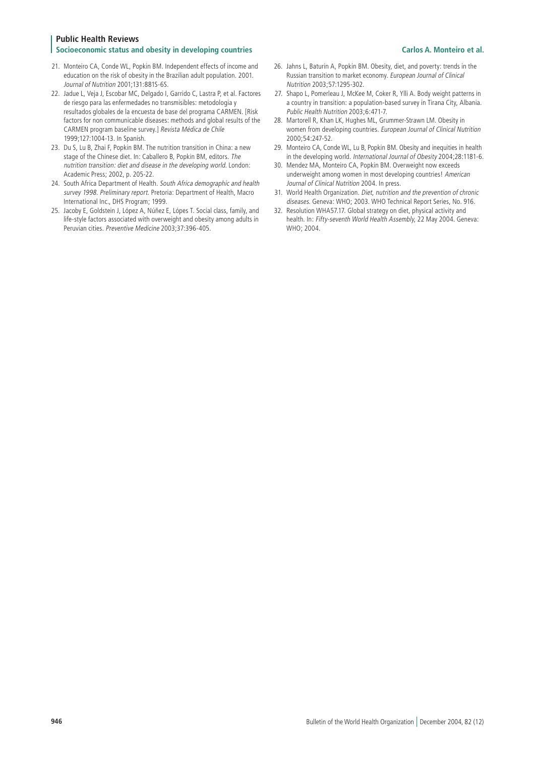21. Monteiro CA, Conde WL, Popkin BM. Independent effects of income and education on the risk of obesity in the Brazilian adult population. 2001. *Journal of Nutrition* 2001;131:881S-6S.
22. Jadue L, Veja J, Escobar MC, Delgado I, Garrido C, Lastra P, et al. Factores de riesgo para las enfermedades no transmisibles: metodologia y resultados globales de la encuesta de base del programa CARMEN. [Risk factors for non communicable diseases: methods and global results of the CARMEN program baseline survey.] *Revista Médica de Chile* 1999;127:1004-13. In Spanish.
23. Du S, Lu B, Zhai F, Popkin BM. The nutrition transition in China: a new stage of the Chinese diet. In: Caballero B, Popkin BM, editors. *The nutrition transition: diet and disease in the developing world.* London: Academic Press; 2002, p. 205-22.
24. South Africa Department of Health. *South Africa demographic and health survey 1998. Preliminary report.* Pretoria: Department of Health, Macro International Inc., DHS Program; 1999.
25. Jacoby E, Goldstein J, López A, Núñez E, Lópes T. Social class, family, and life-style factors associated with overweight and obesity among adults in Peruvian cities. *Preventive Medicine* 2003;37:396-405.
26. Jahns L, Baturin A, Popkin BM. Obesity, diet, and poverty: trends in the Russian transition to market economy. *European Journal of Clinical Nutrition* 2003;57:1295-302.
27. Shapo L, Pomerleau J, McKee M, Coker R, Ylli A. Body weight patterns in a country in transition: a population-based survey in Tirana City, Albania. *Public Health Nutrition* 2003;6:471-7.
28. Martorell R, Khan LK, Hughes ML, Grummer-Strawn LM. Obesity in women from developing countries. *European Journal of Clinical Nutrition* 2000;54:247-52.
29. Monteiro CA, Conde WL, Lu B, Popkin BM. Obesity and inequities in health in the developing world. *International Journal of Obesity* 2004;28:1181-6.
30. Mendez MA, Monteiro CA, Popkin BM. Overweight now exceeds underweight among women in most developing countries! *American Journal of Clinical Nutrition* 2004. In press.
31. World Health Organization. *Diet, nutrition and the prevention of chronic diseases.* Geneva: WHO; 2003. WHO Technical Report Series, No. 916.
32. Resolution WHA57.17. Global strategy on diet, physical activity and health. In: *Fifty-seventh World Health Assembly*, 22 May 2004. Geneva: WHO; 2004.